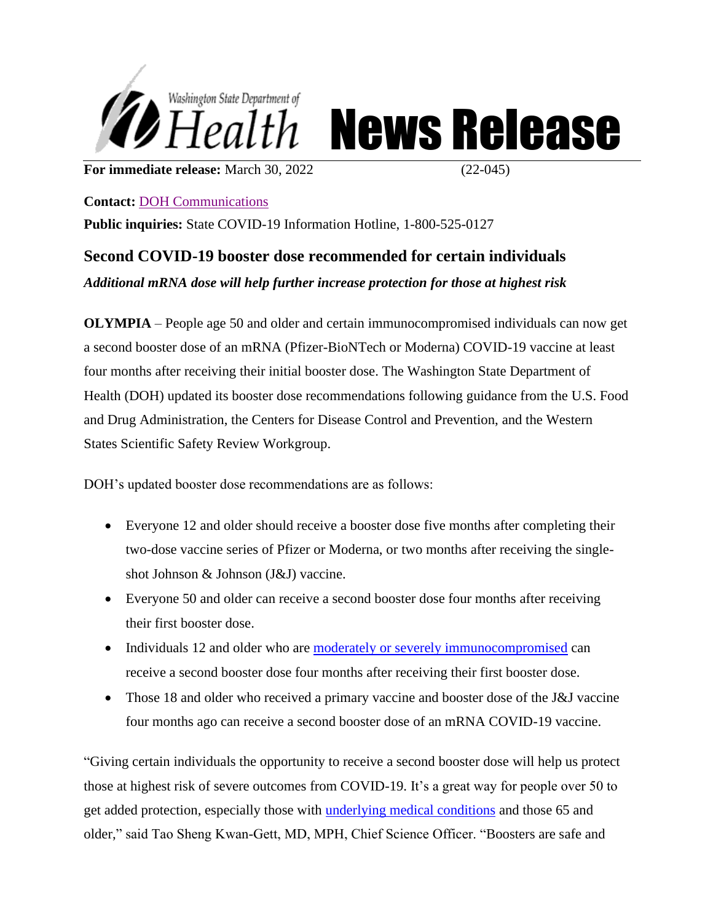Washington State Department of Health **News Release**

**For immediate release:** March 30, 2022 (22-045)

**Contact:** DOH Communications

**Public inquiries:** State COVID-19 Information Hotline, 1-800-525-0127

## Second COVID-19 booster dose recommended for certain individuals

***Additional mRNA dose will help further increase protection for those at highest risk***

**OLYMPIA** – People age 50 and older and certain immunocompromised individuals can now get a second booster dose of an mRNA (Pfizer-BioNTech or Moderna) COVID-19 vaccine at least four months after receiving their initial booster dose. The Washington State Department of Health (DOH) updated its booster dose recommendations following guidance from the U.S. Food and Drug Administration, the Centers for Disease Control and Prevention, and the Western States Scientific Safety Review Workgroup.

DOH's updated booster dose recommendations are as follows:

- Everyone 12 and older should receive a booster dose five months after completing their two-dose vaccine series of Pfizer or Moderna, or two months after receiving the single-shot Johnson & Johnson (J&J) vaccine.
- Everyone 50 and older can receive a second booster dose four months after receiving their first booster dose.
- Individuals 12 and older who are moderately or severely immunocompromised can receive a second booster dose four months after receiving their first booster dose.
- Those 18 and older who received a primary vaccine and booster dose of the J&J vaccine four months ago can receive a second booster dose of an mRNA COVID-19 vaccine.

"Giving certain individuals the opportunity to receive a second booster dose will help us protect those at highest risk of severe outcomes from COVID-19. It's a great way for people over 50 to get added protection, especially those with underlying medical conditions and those 65 and older," said Tao Sheng Kwan-Gett, MD, MPH, Chief Science Officer. "Boosters are safe and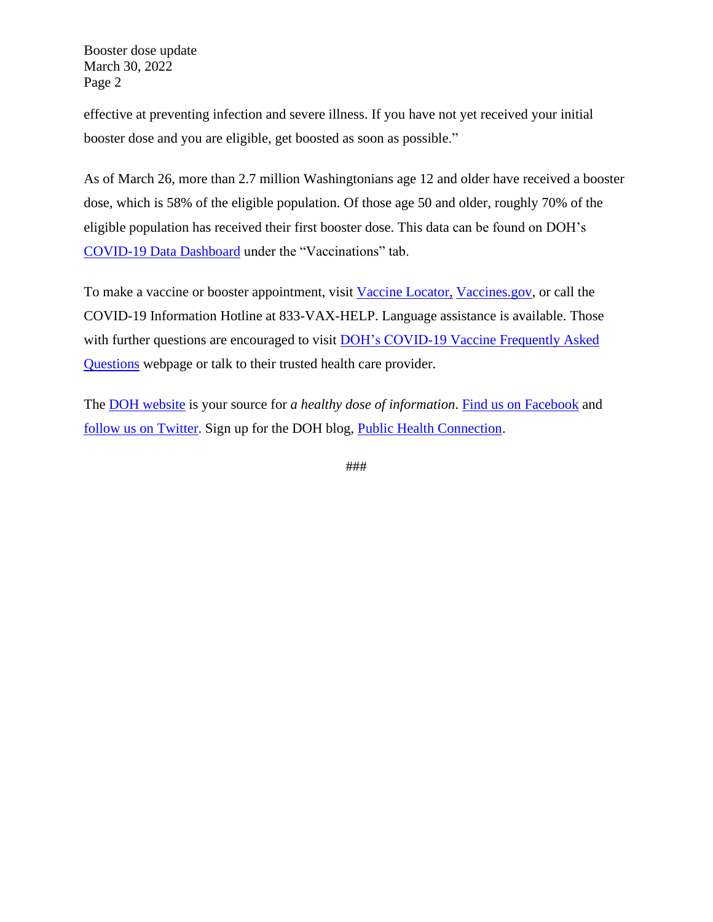effective at preventing infection and severe illness. If you have not yet received your initial booster dose and you are eligible, get boosted as soon as possible."

As of March 26, more than 2.7 million Washingtonians age 12 and older have received a booster dose, which is 58% of the eligible population. Of those age 50 and older, roughly 70% of the eligible population has received their first booster dose. This data can be found on DOH's COVID-19 Data Dashboard under the "Vaccinations" tab.

To make a vaccine or booster appointment, visit Vaccine Locator, Vaccines.gov, or call the COVID-19 Information Hotline at 833-VAX-HELP. Language assistance is available. Those with further questions are encouraged to visit DOH's COVID-19 Vaccine Frequently Asked Questions webpage or talk to their trusted health care provider.

The DOH website is your source for *a healthy dose of information*. Find us on Facebook and follow us on Twitter. Sign up for the DOH blog, Public Health Connection.

###